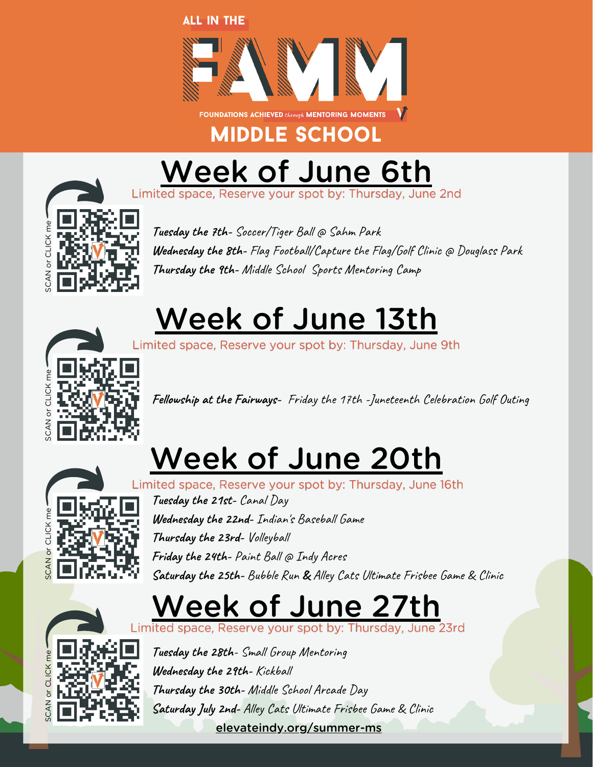ALL IN THE

# FAMM

FOUNDATIONS ACHIEVED *through* MENTORING MOMENTS

## MIDDLE SCHOOL

## Week of June 6th

Limited space, Reserve your spot by: Thursday, June 2nd

SCAN or CLICK me

***Tuesday the 7th***- *Soccer/Tiger Ball @ Sahm Park*

***Wednesday the 8th***- *Flag Football/Capture the Flag/Golf Clinic @ Douglass Park*

***Thursday the 9th***- *Middle School Sports Mentoring Camp*

## Week of June 13th

Limited space, Reserve your spot by: Thursday, June 9th

SCAN or CLICK me

***Fellowship at the Fairways***- *Friday the 17th -Juneteenth Celebration Golf Outing*

## Week of June 20th

Limited space, Reserve your spot by: Thursday, June 16th

SCAN or CLICK me

***Tuesday the 21st***- *Canal Day*

***Wednesday the 22nd***- *Indian's Baseball Game*

***Thursday the 23rd***- *Volleyball*

***Friday the 24th***- *Paint Ball @ Indy Acres*

***Saturday the 25th***- *Bubble Run & Alley Cats Ultimate Frisbee Game & Clinic*

## Week of June 27th

Limited space, Reserve your spot by: Thursday, June 23rd

SCAN or CLICK me

***Tuesday the 28th***- *Small Group Mentoring*

***Wednesday the 29th***- *Kickball*

***Thursday the 30th***- *Middle School Arcade Day*

***Saturday July 2nd***- *Alley Cats Ultimate Frisbee Game & Clinic*

elevateindy.org/summer-ms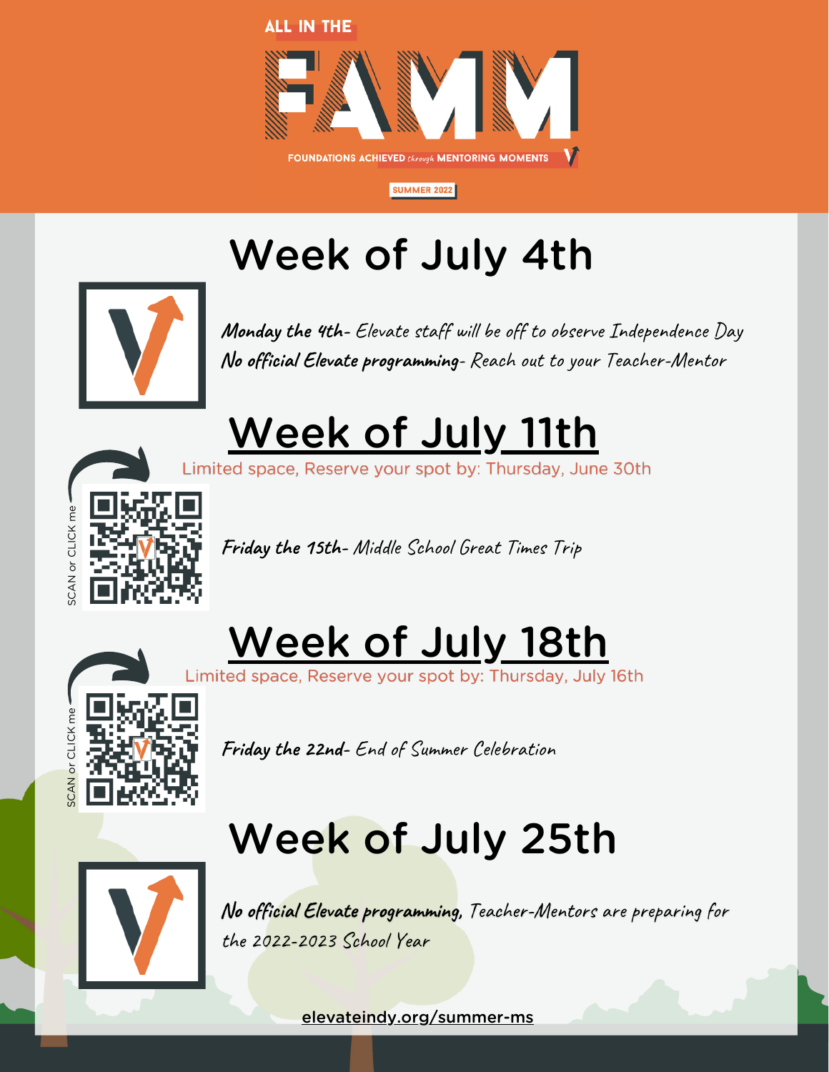ALL IN THE

# FAMM

FOUNDATIONS ACHIEVED *through* MENTORING MOMENTS

SUMMER 2022

## Week of July 4th

***Monday the 4th***- *Elevate staff will be off to observe Independence Day*

***No official Elevate programming***- *Reach out to your Teacher-Mentor*

## Week of July 11th

Limited space, Reserve your spot by: Thursday, June 30th

SCAN or CLICK me

***Friday the 15th***- *Middle School Great Times Trip*

## Week of July 18th

Limited space, Reserve your spot by: Thursday, July 16th

SCAN or CLICK me

***Friday the 22nd***- *End of Summer Celebration*

## Week of July 25th

***No official Elevate programming,*** *Teacher-Mentors are preparing for the 2022-2023 School Year*

elevateindy.org/summer-ms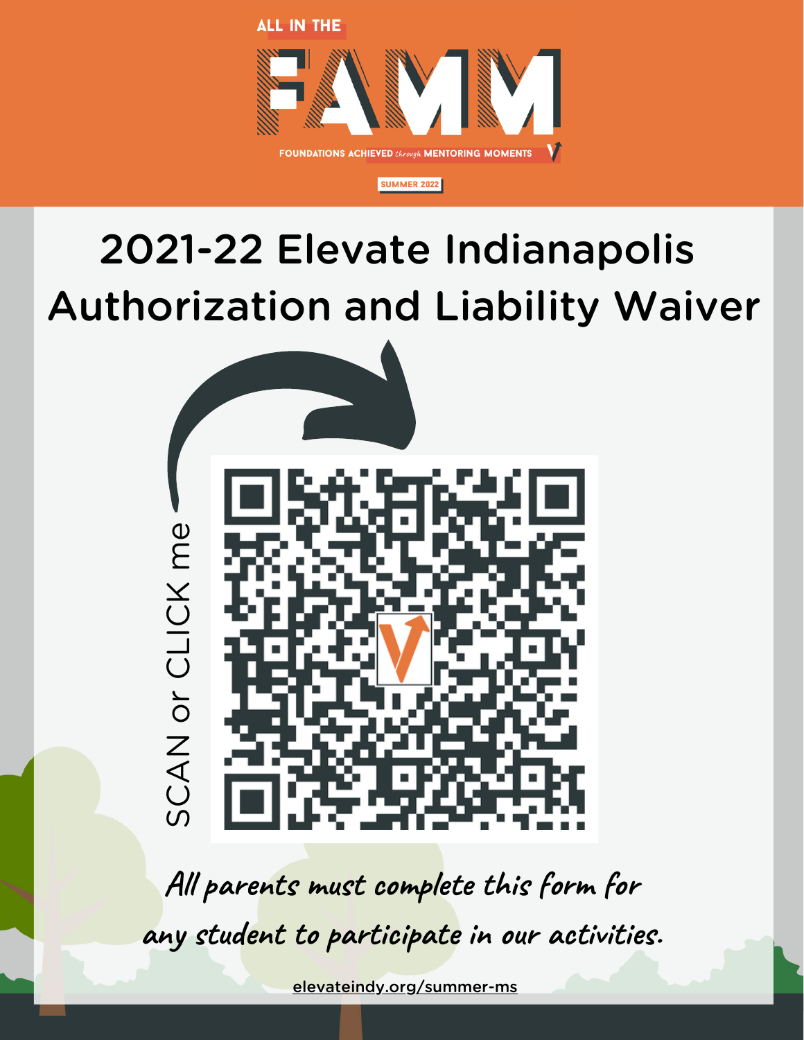ALL IN THE

# FAMM

FOUNDATIONS ACHIEVED *through* MENTORING MOMENTS

SUMMER 2022

# 2021-22 Elevate Indianapolis Authorization and Liability Waiver

SCAN or CLICK me

*All parents must complete this form for any student to participate in our activities.*

elevateindy.org/summer-ms